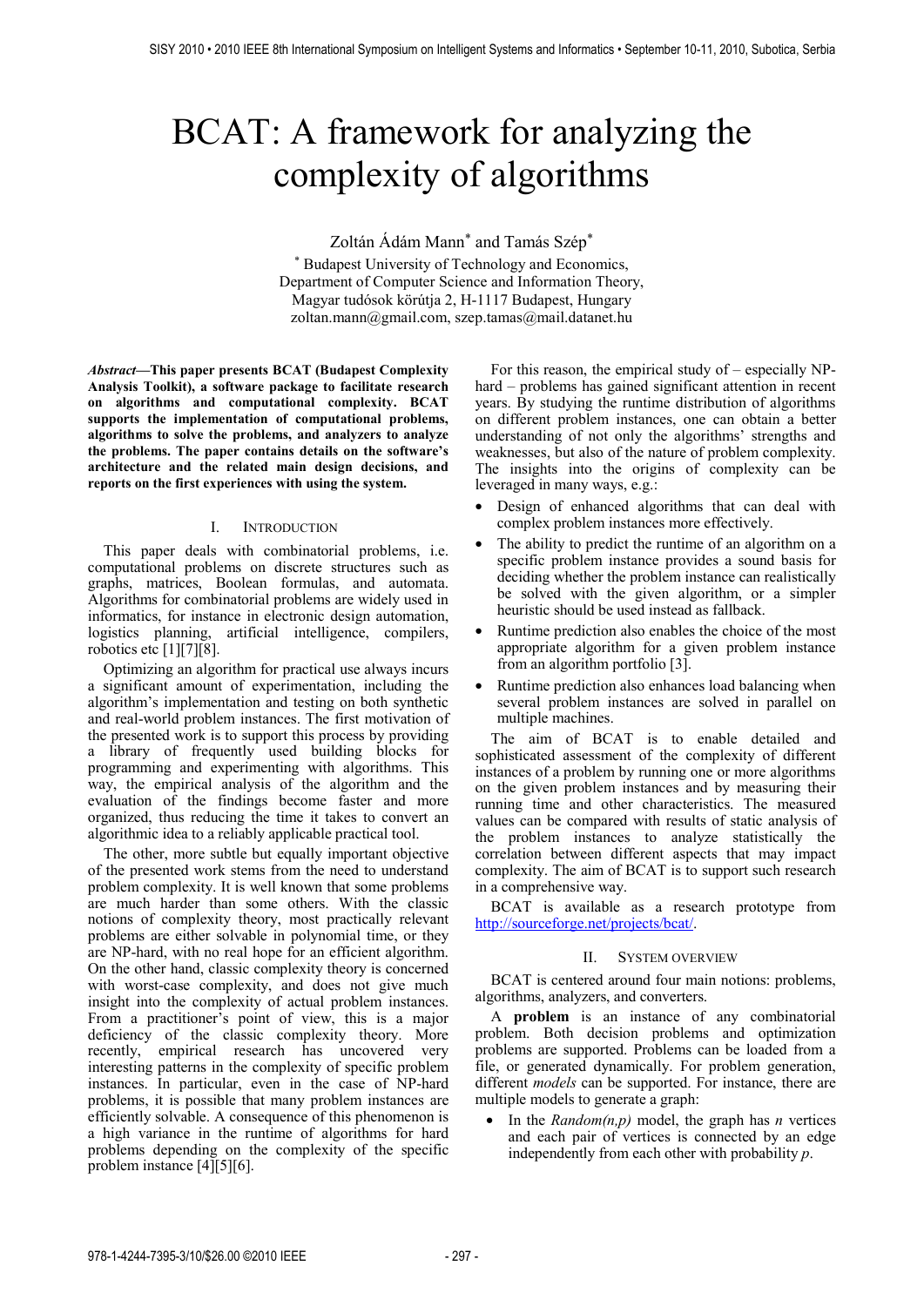# BCAT: A framework for analyzing the complexity of algorithms

Zoltán Ádám Mann* and Tamás Szép*

* Budapest University of Technology and Economics,
Department of Computer Science and Information Theory,
Magyar tudósok körútja 2, H-1117 Budapest, Hungary
zoltan.mann@gmail.com, szep.tamas@mail.datanet.hu

***Abstract*—This paper presents BCAT (Budapest Complexity Analysis Toolkit), a software package to facilitate research on algorithms and computational complexity. BCAT supports the implementation of computational problems, algorithms to solve the problems, and analyzers to analyze the problems. The paper contains details on the software's architecture and the related main design decisions, and reports on the first experiences with using the system.**

## I. Introduction

This paper deals with combinatorial problems, i.e. computational problems on discrete structures such as graphs, matrices, Boolean formulas, and automata. Algorithms for combinatorial problems are widely used in informatics, for instance in electronic design automation, logistics planning, artificial intelligence, compilers, robotics etc [1][7][8].

Optimizing an algorithm for practical use always incurs a significant amount of experimentation, including the algorithm's implementation and testing on both synthetic and real-world problem instances. The first motivation of the presented work is to support this process by providing a library of frequently used building blocks for programming and experimenting with algorithms. This way, the empirical analysis of the algorithm and the evaluation of the findings become faster and more organized, thus reducing the time it takes to convert an algorithmic idea to a reliably applicable practical tool.

The other, more subtle but equally important objective of the presented work stems from the need to understand problem complexity. It is well known that some problems are much harder than some others. With the classic notions of complexity theory, most practically relevant problems are either solvable in polynomial time, or they are NP-hard, with no real hope for an efficient algorithm. On the other hand, classic complexity theory is concerned with worst-case complexity, and does not give much insight into the complexity of actual problem instances. From a practitioner's point of view, this is a major deficiency of the classic complexity theory. More recently, empirical research has uncovered very interesting patterns in the complexity of specific problem instances. In particular, even in the case of NP-hard problems, it is possible that many problem instances are efficiently solvable. A consequence of this phenomenon is a high variance in the runtime of algorithms for hard problems depending on the complexity of the specific problem instance [4][5][6].

For this reason, the empirical study of – especially NP-hard – problems has gained significant attention in recent years. By studying the runtime distribution of algorithms on different problem instances, one can obtain a better understanding of not only the algorithms' strengths and weaknesses, but also of the nature of problem complexity. The insights into the origins of complexity can be leveraged in many ways, e.g.:

- Design of enhanced algorithms that can deal with complex problem instances more effectively.
- The ability to predict the runtime of an algorithm on a specific problem instance provides a sound basis for deciding whether the problem instance can realistically be solved with the given algorithm, or a simpler heuristic should be used instead as fallback.
- Runtime prediction also enables the choice of the most appropriate algorithm for a given problem instance from an algorithm portfolio [3].
- Runtime prediction also enhances load balancing when several problem instances are solved in parallel on multiple machines.

The aim of BCAT is to enable detailed and sophisticated assessment of the complexity of different instances of a problem by running one or more algorithms on the given problem instances and by measuring their running time and other characteristics. The measured values can be compared with results of static analysis of the problem instances to analyze statistically the correlation between different aspects that may impact complexity. The aim of BCAT is to support such research in a comprehensive way.

BCAT is available as a research prototype from http://sourceforge.net/projects/bcat/.

## II. System Overview

BCAT is centered around four main notions: problems, algorithms, analyzers, and converters.

A **problem** is an instance of any combinatorial problem. Both decision problems and optimization problems are supported. Problems can be loaded from a file, or generated dynamically. For problem generation, different *models* can be supported. For instance, there are multiple models to generate a graph:

- In the *Random(n,p)* model, the graph has $n$ vertices and each pair of vertices is connected by an edge independently from each other with probability $p$.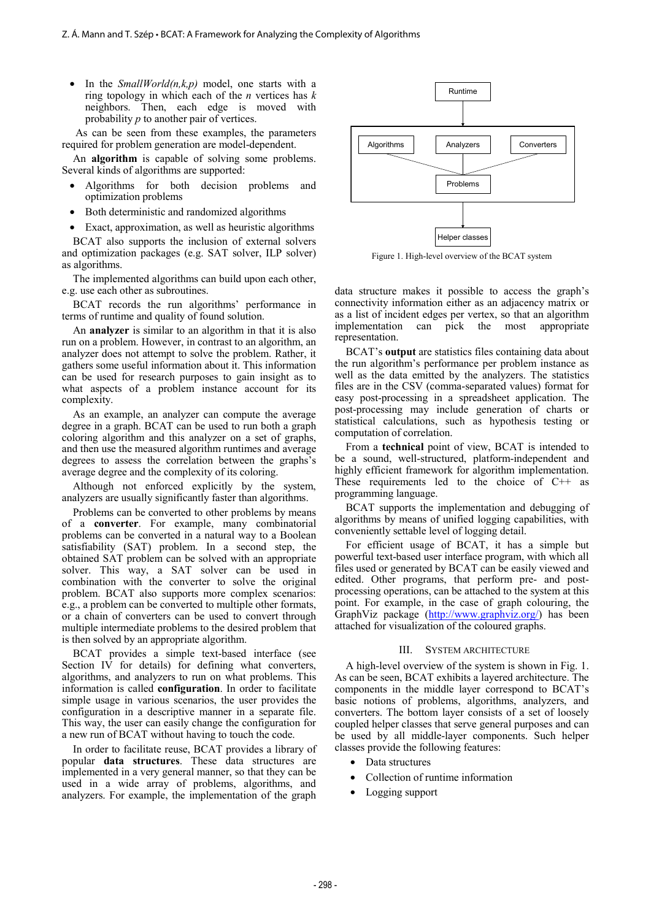- In the *SmallWorld(n,k,p)* model, one starts with a ring topology in which each of the *n* vertices has *k* neighbors. Then, each edge is moved with probability *p* to another pair of vertices.

As can be seen from these examples, the parameters required for problem generation are model-dependent.

An **algorithm** is capable of solving some problems. Several kinds of algorithms are supported:

- Algorithms for both decision problems and optimization problems
- Both deterministic and randomized algorithms
- Exact, approximation, as well as heuristic algorithms

BCAT also supports the inclusion of external solvers and optimization packages (e.g. SAT solver, ILP solver) as algorithms.

The implemented algorithms can build upon each other, e.g. use each other as subroutines.

BCAT records the run algorithms' performance in terms of runtime and quality of found solution.

An **analyzer** is similar to an algorithm in that it is also run on a problem. However, in contrast to an algorithm, an analyzer does not attempt to solve the problem. Rather, it gathers some useful information about it. This information can be used for research purposes to gain insight as to what aspects of a problem instance account for its complexity.

As an example, an analyzer can compute the average degree in a graph. BCAT can be used to run both a graph coloring algorithm and this analyzer on a set of graphs, and then use the measured algorithm runtimes and average degrees to assess the correlation between the graphs's average degree and the complexity of its coloring.

Although not enforced explicitly by the system, analyzers are usually significantly faster than algorithms.

Problems can be converted to other problems by means of a **converter**. For example, many combinatorial problems can be converted in a natural way to a Boolean satisfiability (SAT) problem. In a second step, the obtained SAT problem can be solved with an appropriate solver. This way, a SAT solver can be used in combination with the converter to solve the original problem. BCAT also supports more complex scenarios: e.g., a problem can be converted to multiple other formats, or a chain of converters can be used to convert through multiple intermediate problems to the desired problem that is then solved by an appropriate algorithm.

BCAT provides a simple text-based interface (see Section IV for details) for defining what converters, algorithms, and analyzers to run on what problems. This information is called **configuration**. In order to facilitate simple usage in various scenarios, the user provides the configuration in a descriptive manner in a separate file. This way, the user can easily change the configuration for a new run of BCAT without having to touch the code.

In order to facilitate reuse, BCAT provides a library of popular **data structures**. These data structures are implemented in a very general manner, so that they can be used in a wide array of problems, algorithms, and analyzers. For example, the implementation of the graph data structure makes it possible to access the graph's connectivity information either as an adjacency matrix or as a list of incident edges per vertex, so that an algorithm implementation can pick the most appropriate representation.

BCAT's **output** are statistics files containing data about the run algorithm's performance per problem instance as well as the data emitted by the analyzers. The statistics files are in the CSV (comma-separated values) format for easy post-processing in a spreadsheet application. The post-processing may include generation of charts or statistical calculations, such as hypothesis testing or computation of correlation.

From a **technical** point of view, BCAT is intended to be a sound, well-structured, platform-independent and highly efficient framework for algorithm implementation. These requirements led to the choice of C++ as programming language.

BCAT supports the implementation and debugging of algorithms by means of unified logging capabilities, with conveniently settable level of logging detail.

For efficient usage of BCAT, it has a simple but powerful text-based user interface program, with which all files used or generated by BCAT can be easily viewed and edited. Other programs, that perform pre- and post-processing operations, can be attached to the system at this point. For example, in the case of graph colouring, the GraphViz package (http://www.graphviz.org/) has been attached for visualization of the coloured graphs.

Runtime

Algorithms | Analyzers | Converters

Problems

Helper classes

Figure 1. High-level overview of the BCAT system

## III. System Architecture

A high-level overview of the system is shown in Fig. 1. As can be seen, BCAT exhibits a layered architecture. The components in the middle layer correspond to BCAT's basic notions of problems, algorithms, analyzers, and converters. The bottom layer consists of a set of loosely coupled helper classes that serve general purposes and can be used by all middle-layer components. Such helper classes provide the following features:

- Data structures
- Collection of runtime information
- Logging support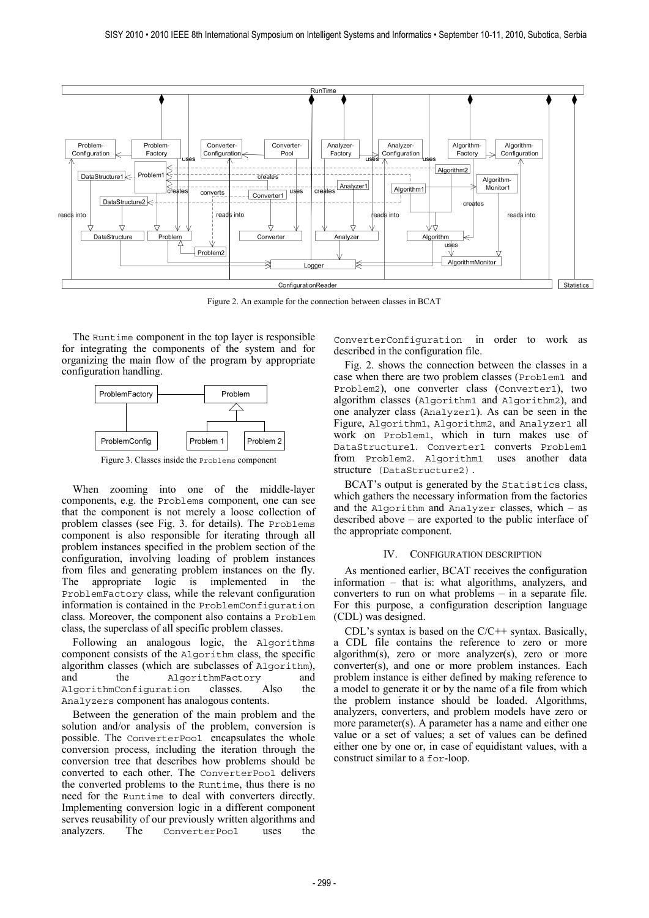Figure 2. An example for the connection between classes in BCAT

The Runtime component in the top layer is responsible for integrating the components of the system and for organizing the main flow of the program by appropriate configuration handling.

Figure 3. Classes inside the Problems component

When zooming into one of the middle-layer components, e.g. the Problems component, one can see that the component is not merely a loose collection of problem classes (see Fig. 3. for details). The Problems component is also responsible for iterating through all problem instances specified in the problem section of the configuration, involving loading of problem instances from files and generating problem instances on the fly. The appropriate logic is implemented in the ProblemFactory class, while the relevant configuration information is contained in the ProblemConfiguration class. Moreover, the component also contains a Problem class, the superclass of all specific problem classes.

Following an analogous logic, the Algorithms component consists of the Algorithm class, the specific algorithm classes (which are subclasses of Algorithm), and the AlgorithmFactory and AlgorithmConfiguration classes. Also the Analyzers component has analogous contents.

Between the generation of the main problem and the solution and/or analysis of the problem, conversion is possible. The ConverterPool encapsulates the whole conversion process, including the iteration through the conversion tree that describes how problems should be converted to each other. The ConverterPool delivers the converted problems to the Runtime, thus there is no need for the Runtime to deal with converters directly. Implementing conversion logic in a different component serves reusability of our previously written algorithms and analyzers. The ConverterPool uses the ConverterConfiguration in order to work as described in the configuration file.

Fig. 2. shows the connection between the classes in a case when there are two problem classes (Problem1 and Problem2), one converter class (Converter1), two algorithm classes (Algorithm1 and Algorithm2), and one analyzer class (Analyzer1). As can be seen in the Figure, Algorithm1, Algorithm2, and Analyzer1 all work on Problem1, which in turn makes use of DataStructure1. Converter1 converts Problem1 from Problem2. Algorithm1 uses another data structure (DataStructure2).

BCAT's output is generated by the Statistics class, which gathers the necessary information from the factories and the Algorithm and Analyzer classes, which – as described above – are exported to the public interface of the appropriate component.

## IV. Configuration description

As mentioned earlier, BCAT receives the configuration information – that is: what algorithms, analyzers, and converters to run on what problems – in a separate file. For this purpose, a configuration description language (CDL) was designed.

CDL's syntax is based on the C/C++ syntax. Basically, a CDL file contains the reference to zero or more algorithm(s), zero or more analyzer(s), zero or more converter(s), and one or more problem instances. Each problem instance is either defined by making reference to a model to generate it or by the name of a file from which the problem instance should be loaded. Algorithms, analyzers, converters, and problem models have zero or more parameter(s). A parameter has a name and either one value or a set of values; a set of values can be defined either one by one or, in case of equidistant values, with a construct similar to a for-loop.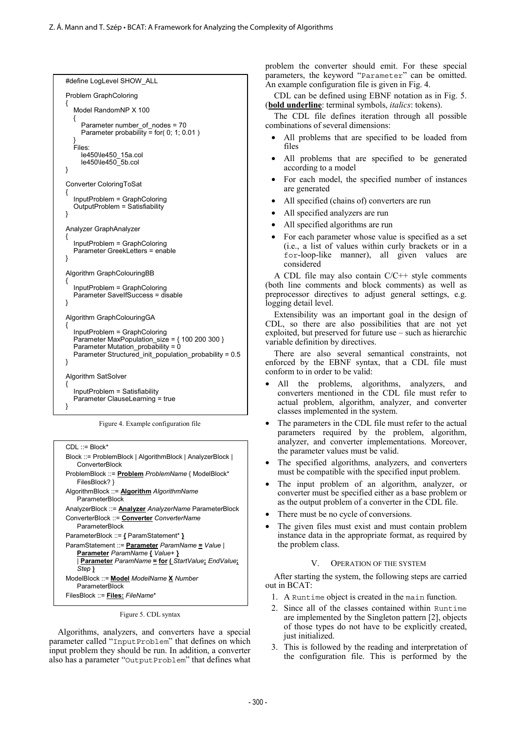```
#define LogLevel SHOW_ALL

Problem GraphColoring
{
   Model RandomNP X 100
   {
      Parameter number_of_nodes = 70
      Parameter probability = for( 0; 1; 0.01 )
   }
   Files:
      le450\le450_15a.col
      le450\le450_5b.col
}

Converter ColoringToSat
{
   InputProblem = GraphColoring
   OutputProblem = Satisfiability
}

Analyzer GraphAnalyzer
{
   InputProblem = GraphColoring
   Parameter GreekLetters = enable
}

Algorithm GraphColouringBB
{
   InputProblem = GraphColoring
   Parameter SaveIfSuccess = disable
}

Algorithm GraphColouringGA
{
   InputProblem = GraphColoring
   Parameter MaxPopulation_size = { 100 200 300 }
   Parameter Mutation_probability = 0
   Parameter Structured_init_population_probability = 0.5
}

Algorithm SatSolver
{
   InputProblem = Satisfiability
   Parameter ClauseLearning = true
}
```

Figure 4. Example configuration file

CDL ::= Block*

Block ::= ProblemBlock | AlgorithmBlock | AnalyzerBlock | ConverterBlock

ProblemBlock ::= **Problem** *ProblemName* { ModelBlock* FilesBlock? }

AlgorithmBlock ::= **Algorithm** *AlgorithmName* ParameterBlock

AnalyzerBlock ::= **Analyzer** *AnalyzerName* ParameterBlock

ConverterBlock ::= **Converter** *ConverterName* ParameterBlock

ParameterBlock ::= **{** ParamStatement* **}**

ParamStatement ::= **Parameter** *ParamName* **=** *Value* | **Parameter** *ParamName* **{** *Value*+ **}** | **Parameter** *ParamName* **=** **for** **(** *StartValue***;** *EndValue***;** *Step* **)**

ModelBlock ::= **Model** *ModelName* **X** *Number* ParameterBlock

FilesBlock ::= **Files:** *FileName**

Figure 5. CDL syntax

Algorithms, analyzers, and converters have a special parameter called "`InputProblem`" that defines on which input problem they should be run. In addition, a converter also has a parameter "`OutputProblem`" that defines what problem the converter should emit. For these special parameters, the keyword "`Parameter`" can be omitted. An example configuration file is given in Fig. 4.

CDL can be defined using EBNF notation as in Fig. 5. (**bold underline**: terminal symbols, *italics*: tokens).

The CDL file defines iteration through all possible combinations of several dimensions:

- All problems that are specified to be loaded from files
- All problems that are specified to be generated according to a model
- For each model, the specified number of instances are generated
- All specified (chains of) converters are run
- All specified analyzers are run
- All specified algorithms are run
- For each parameter whose value is specified as a set (i.e., a list of values within curly brackets or in a `for`-loop-like manner), all given values are considered

A CDL file may also contain C/C++ style comments (both line comments and block comments) as well as preprocessor directives to adjust general settings, e.g. logging detail level.

Extensibility was an important goal in the design of CDL, so there are also possibilities that are not yet exploited, but preserved for future use – such as hierarchic variable definition by directives.

There are also several semantical constraints, not enforced by the EBNF syntax, that a CDL file must conform to in order to be valid:

- All the problems, algorithms, analyzers, and converters mentioned in the CDL file must refer to actual problem, algorithm, analyzer, and converter classes implemented in the system.
- The parameters in the CDL file must refer to the actual parameters required by the problem, algorithm, analyzer, and converter implementations. Moreover, the parameter values must be valid.
- The specified algorithms, analyzers, and converters must be compatible with the specified input problem.
- The input problem of an algorithm, analyzer, or converter must be specified either as a base problem or as the output problem of a converter in the CDL file.
- There must be no cycle of conversions.
- The given files must exist and must contain problem instance data in the appropriate format, as required by the problem class.

## V. Operation of the System

After starting the system, the following steps are carried out in BCAT:

1. A `Runtime` object is created in the `main` function.
2. Since all of the classes contained within `Runtime` are implemented by the Singleton pattern [2], objects of those types do not have to be explicitly created, just initialized.
3. This is followed by the reading and interpretation of the configuration file. This is performed by the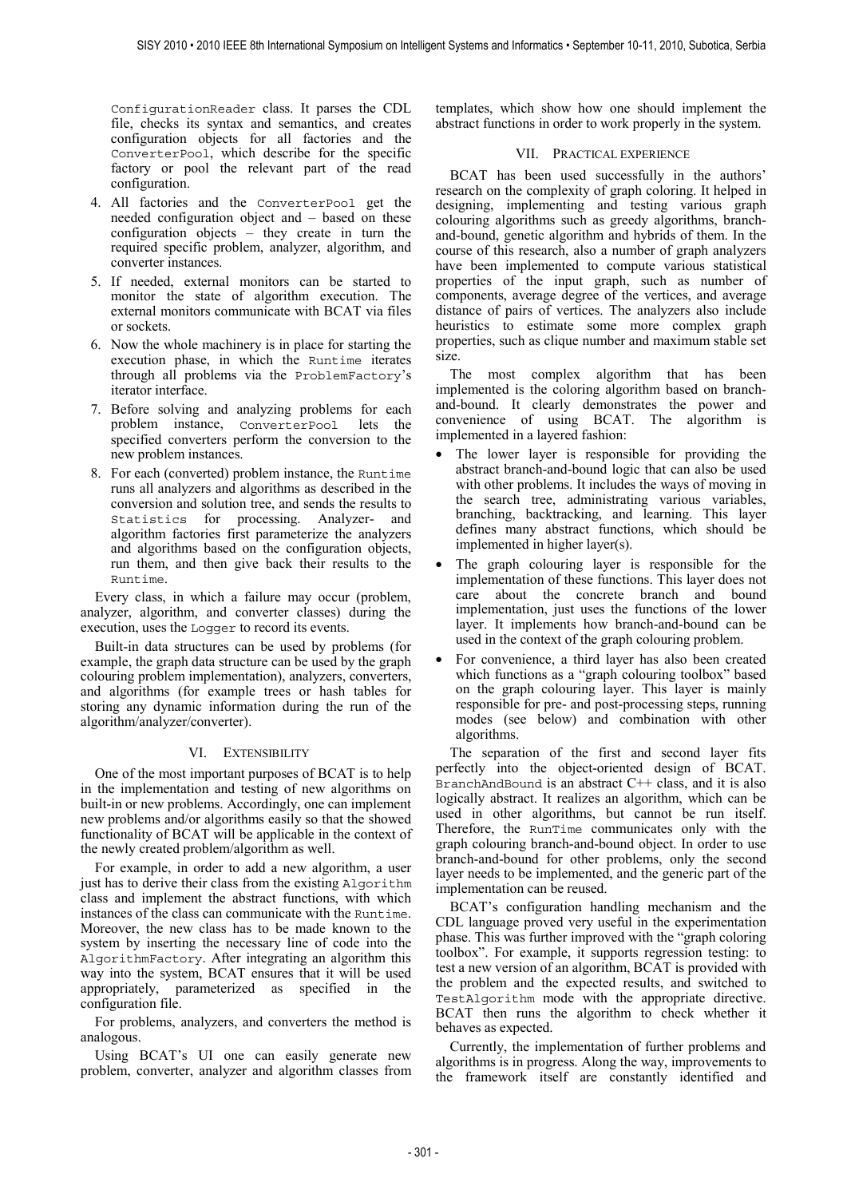ConfigurationReader class. It parses the CDL file, checks its syntax and semantics, and creates configuration objects for all factories and the ConverterPool, which describe for the specific factory or pool the relevant part of the read configuration.

4. All factories and the ConverterPool get the needed configuration object and – based on these configuration objects – they create in turn the required specific problem, analyzer, algorithm, and converter instances.
5. If needed, external monitors can be started to monitor the state of algorithm execution. The external monitors communicate with BCAT via files or sockets.
6. Now the whole machinery is in place for starting the execution phase, in which the Runtime iterates through all problems via the ProblemFactory's iterator interface.
7. Before solving and analyzing problems for each problem instance, ConverterPool lets the specified converters perform the conversion to the new problem instances.
8. For each (converted) problem instance, the Runtime runs all analyzers and algorithms as described in the conversion and solution tree, and sends the results to Statistics for processing. Analyzer- and algorithm factories first parameterize the analyzers and algorithms based on the configuration objects, run them, and then give back their results to the Runtime.

Every class, in which a failure may occur (problem, analyzer, algorithm, and converter classes) during the execution, uses the Logger to record its events.

Built-in data structures can be used by problems (for example, the graph data structure can be used by the graph colouring problem implementation), analyzers, converters, and algorithms (for example trees or hash tables for storing any dynamic information during the run of the algorithm/analyzer/converter).

## VI. Extensibility

One of the most important purposes of BCAT is to help in the implementation and testing of new algorithms on built-in or new problems. Accordingly, one can implement new problems and/or algorithms easily so that the showed functionality of BCAT will be applicable in the context of the newly created problem/algorithm as well.

For example, in order to add a new algorithm, a user just has to derive their class from the existing Algorithm class and implement the abstract functions, with which instances of the class can communicate with the Runtime. Moreover, the new class has to be made known to the system by inserting the necessary line of code into the AlgorithmFactory. After integrating an algorithm this way into the system, BCAT ensures that it will be used appropriately, parameterized as specified in the configuration file.

For problems, analyzers, and converters the method is analogous.

Using BCAT's UI one can easily generate new problem, converter, analyzer and algorithm classes from templates, which show how one should implement the abstract functions in order to work properly in the system.

## VII. Practical experience

BCAT has been used successfully in the authors' research on the complexity of graph coloring. It helped in designing, implementing and testing various graph colouring algorithms such as greedy algorithms, branch-and-bound, genetic algorithm and hybrids of them. In the course of this research, also a number of graph analyzers have been implemented to compute various statistical properties of the input graph, such as number of components, average degree of the vertices, and average distance of pairs of vertices. The analyzers also include heuristics to estimate some more complex graph properties, such as clique number and maximum stable set size.

The most complex algorithm that has been implemented is the coloring algorithm based on branch-and-bound. It clearly demonstrates the power and convenience of using BCAT. The algorithm is implemented in a layered fashion:

- The lower layer is responsible for providing the abstract branch-and-bound logic that can also be used with other problems. It includes the ways of moving in the search tree, administrating various variables, branching, backtracking, and learning. This layer defines many abstract functions, which should be implemented in higher layer(s).
- The graph colouring layer is responsible for the implementation of these functions. This layer does not care about the concrete branch and bound implementation, just uses the functions of the lower layer. It implements how branch-and-bound can be used in the context of the graph colouring problem.
- For convenience, a third layer has also been created which functions as a "graph colouring toolbox" based on the graph colouring layer. This layer is mainly responsible for pre- and post-processing steps, running modes (see below) and combination with other algorithms.

The separation of the first and second layer fits perfectly into the object-oriented design of BCAT. BranchAndBound is an abstract C++ class, and it is also logically abstract. It realizes an algorithm, which can be used in other algorithms, but cannot be run itself. Therefore, the RunTime communicates only with the graph colouring branch-and-bound object. In order to use branch-and-bound for other problems, only the second layer needs to be implemented, and the generic part of the implementation can be reused.

BCAT's configuration handling mechanism and the CDL language proved very useful in the experimentation phase. This was further improved with the "graph coloring toolbox". For example, it supports regression testing: to test a new version of an algorithm, BCAT is provided with the problem and the expected results, and switched to TestAlgorithm mode with the appropriate directive. BCAT then runs the algorithm to check whether it behaves as expected.

Currently, the implementation of further problems and algorithms is in progress. Along the way, improvements to the framework itself are constantly identified and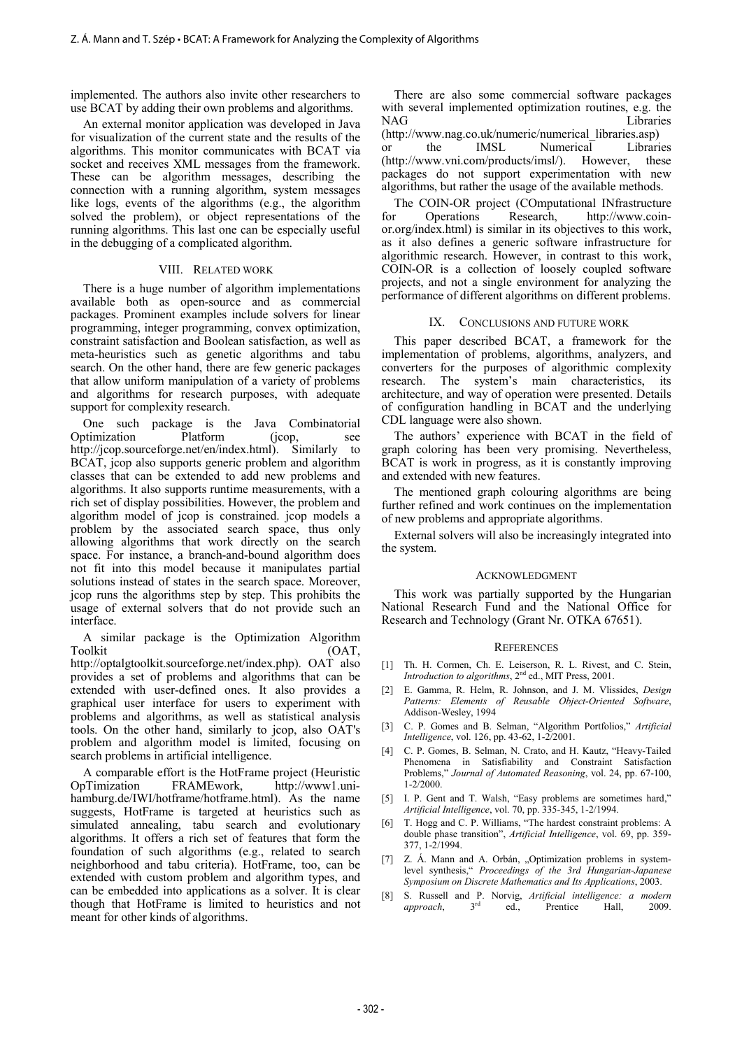implemented. The authors also invite other researchers to use BCAT by adding their own problems and algorithms.

An external monitor application was developed in Java for visualization of the current state and the results of the algorithms. This monitor communicates with BCAT via socket and receives XML messages from the framework. These can be algorithm messages, describing the connection with a running algorithm, system messages like logs, events of the algorithms (e.g., the algorithm solved the problem), or object representations of the running algorithms. This last one can be especially useful in the debugging of a complicated algorithm.

## VIII. Related Work

There is a huge number of algorithm implementations available both as open-source and as commercial packages. Prominent examples include solvers for linear programming, integer programming, convex optimization, constraint satisfaction and Boolean satisfaction, as well as meta-heuristics such as genetic algorithms and tabu search. On the other hand, there are few generic packages that allow uniform manipulation of a variety of problems and algorithms for research purposes, with adequate support for complexity research.

One such package is the Java Combinatorial Optimization Platform (jcop, see http://jcop.sourceforge.net/en/index.html). Similarly to BCAT, jcop also supports generic problem and algorithm classes that can be extended to add new problems and algorithms. It also supports runtime measurements, with a rich set of display possibilities. However, the problem and algorithm model of jcop is constrained. jcop models a problem by the associated search space, thus only allowing algorithms that work directly on the search space. For instance, a branch-and-bound algorithm does not fit into this model because it manipulates partial solutions instead of states in the search space. Moreover, jcop runs the algorithms step by step. This prohibits the usage of external solvers that do not provide such an interface.

A similar package is the Optimization Algorithm Toolkit (OAT, http://optalgtoolkit.sourceforge.net/index.php). OAT also provides a set of problems and algorithms that can be extended with user-defined ones. It also provides a graphical user interface for users to experiment with problems and algorithms, as well as statistical analysis tools. On the other hand, similarly to jcop, also OAT's problem and algorithm model is limited, focusing on search problems in artificial intelligence.

A comparable effort is the HotFrame project (Heuristic OpTimization FRAMEwork, http://www1.uni-hamburg.de/IWI/hotframe/hotframe.html). As the name suggests, HotFrame is targeted at heuristics such as simulated annealing, tabu search and evolutionary algorithms. It offers a rich set of features that form the foundation of such algorithms (e.g., related to search neighborhood and tabu criteria). HotFrame, too, can be extended with custom problem and algorithm types, and can be embedded into applications as a solver. It is clear though that HotFrame is limited to heuristics and not meant for other kinds of algorithms.

There are also some commercial software packages with several implemented optimization routines, e.g. the NAG Libraries (http://www.nag.co.uk/numeric/numerical_libraries.asp) or the IMSL Numerical Libraries (http://www.vni.com/products/imsl/). However, these packages do not support experimentation with new algorithms, but rather the usage of the available methods.

The COIN-OR project (COmputational INfrastructure for Operations Research, http://www.coin-or.org/index.html) is similar in its objectives to this work, as it also defines a generic software infrastructure for algorithmic research. However, in contrast to this work, COIN-OR is a collection of loosely coupled software projects, and not a single environment for analyzing the performance of different algorithms on different problems.

## IX. Conclusions and Future Work

This paper described BCAT, a framework for the implementation of problems, algorithms, analyzers, and converters for the purposes of algorithmic complexity research. The system's main characteristics, its architecture, and way of operation were presented. Details of configuration handling in BCAT and the underlying CDL language were also shown.

The authors' experience with BCAT in the field of graph coloring has been very promising. Nevertheless, BCAT is work in progress, as it is constantly improving and extended with new features.

The mentioned graph colouring algorithms are being further refined and work continues on the implementation of new problems and appropriate algorithms.

External solvers will also be increasingly integrated into the system.

## Acknowledgment

This work was partially supported by the Hungarian National Research Fund and the National Office for Research and Technology (Grant Nr. OTKA 67651).

## References

[1] Th. H. Cormen, Ch. E. Leiserson, R. L. Rivest, and C. Stein, *Introduction to algorithms*, 2nd ed., MIT Press, 2001.

[2] E. Gamma, R. Helm, R. Johnson, and J. M. Vlissides, *Design Patterns: Elements of Reusable Object-Oriented Software*, Addison-Wesley, 1994

[3] C. P. Gomes and B. Selman, "Algorithm Portfolios," *Artificial Intelligence*, vol. 126, pp. 43-62, 1-2/2001.

[4] C. P. Gomes, B. Selman, N. Crato, and H. Kautz, "Heavy-Tailed Phenomena in Satisfiability and Constraint Satisfaction Problems," *Journal of Automated Reasoning*, vol. 24, pp. 67-100, 1-2/2000.

[5] I. P. Gent and T. Walsh, "Easy problems are sometimes hard," *Artificial Intelligence*, vol. 70, pp. 335-345, 1-2/1994.

[6] T. Hogg and C. P. Williams, "The hardest constraint problems: A double phase transition", *Artificial Intelligence*, vol. 69, pp. 359-377, 1-2/1994.

[7] Z. Á. Mann and A. Orbán, „Optimization problems in system-level synthesis," *Proceedings of the 3rd Hungarian-Japanese Symposium on Discrete Mathematics and Its Applications*, 2003.

[8] S. Russell and P. Norvig, *Artificial intelligence: a modern approach*, 3rd ed., Prentice Hall, 2009.